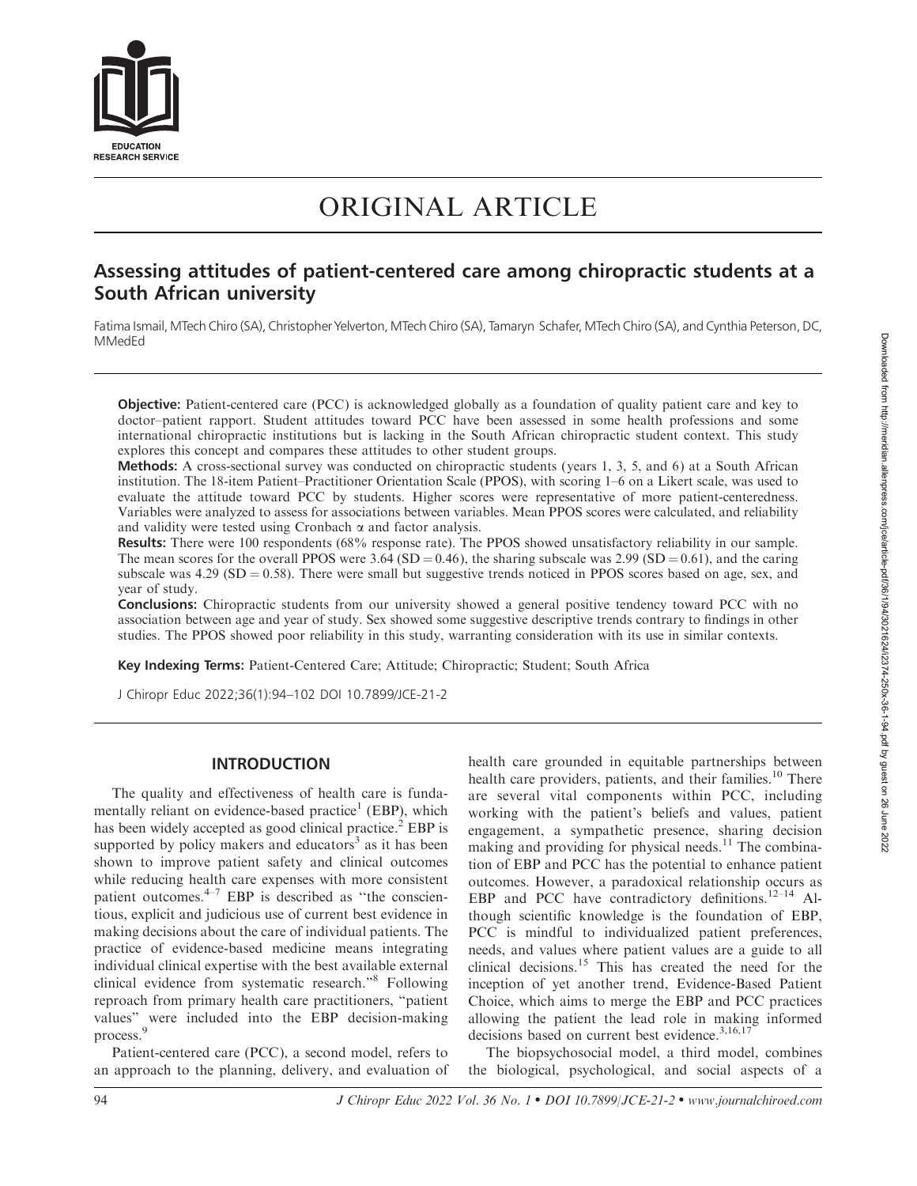# ORIGINAL ARTICLE

## Assessing attitudes of patient-centered care among chiropractic students at a South African university

Fatima Ismail, MTech Chiro (SA), Christopher Yelverton, MTech Chiro (SA), Tamaryn Schafer, MTech Chiro (SA), and Cynthia Peterson, DC, MMedEd

**Objective:** Patient-centered care (PCC) is acknowledged globally as a foundation of quality patient care and key to doctor–patient rapport. Student attitudes toward PCC have been assessed in some health professions and some international chiropractic institutions but is lacking in the South African chiropractic student context. This study explores this concept and compares these attitudes to other student groups.

**Methods:** A cross-sectional survey was conducted on chiropractic students (years 1, 3, 5, and 6) at a South African institution. The 18-item Patient–Practitioner Orientation Scale (PPOS), with scoring 1–6 on a Likert scale, was used to evaluate the attitude toward PCC by students. Higher scores were representative of more patient-centeredness. Variables were analyzed to assess for associations between variables. Mean PPOS scores were calculated, and reliability and validity were tested using Cronbach $\alpha$ and factor analysis.

**Results:** There were 100 respondents (68% response rate). The PPOS showed unsatisfactory reliability in our sample. The mean scores for the overall PPOS were 3.64 (SD = 0.46), the sharing subscale was 2.99 (SD = 0.61), and the caring subscale was 4.29 (SD = 0.58). There were small but suggestive trends noticed in PPOS scores based on age, sex, and year of study.

**Conclusions:** Chiropractic students from our university showed a general positive tendency toward PCC with no association between age and year of study. Sex showed some suggestive descriptive trends contrary to findings in other studies. The PPOS showed poor reliability in this study, warranting consideration with its use in similar contexts.

**Key Indexing Terms:** Patient-Centered Care; Attitude; Chiropractic; Student; South Africa

J Chiropr Educ 2022;36(1):94–102 DOI 10.7899/JCE-21-2

## INTRODUCTION

The quality and effectiveness of health care is fundamentally reliant on evidence-based practice[1] (EBP), which has been widely accepted as good clinical practice.[2] EBP is supported by policy makers and educators[3] as it has been shown to improve patient safety and clinical outcomes while reducing health care expenses with more consistent patient outcomes.[4–7] EBP is described as "the conscientious, explicit and judicious use of current best evidence in making decisions about the care of individual patients. The practice of evidence-based medicine means integrating individual clinical expertise with the best available external clinical evidence from systematic research."[8] Following reproach from primary health care practitioners, "patient values" were included into the EBP decision-making process.[9]

Patient-centered care (PCC), a second model, refers to an approach to the planning, delivery, and evaluation of health care grounded in equitable partnerships between health care providers, patients, and their families.[10] There are several vital components within PCC, including working with the patient's beliefs and values, patient engagement, a sympathetic presence, sharing decision making and providing for physical needs.[11] The combination of EBP and PCC has the potential to enhance patient outcomes. However, a paradoxical relationship occurs as EBP and PCC have contradictory definitions.[12–14] Although scientific knowledge is the foundation of EBP, PCC is mindful to individualized patient preferences, needs, and values where patient values are a guide to all clinical decisions.[15] This has created the need for the inception of yet another trend, Evidence-Based Patient Choice, which aims to merge the EBP and PCC practices allowing the patient the lead role in making informed decisions based on current best evidence.[3,16,17]

The biopsychosocial model, a third model, combines the biological, psychological, and social aspects of a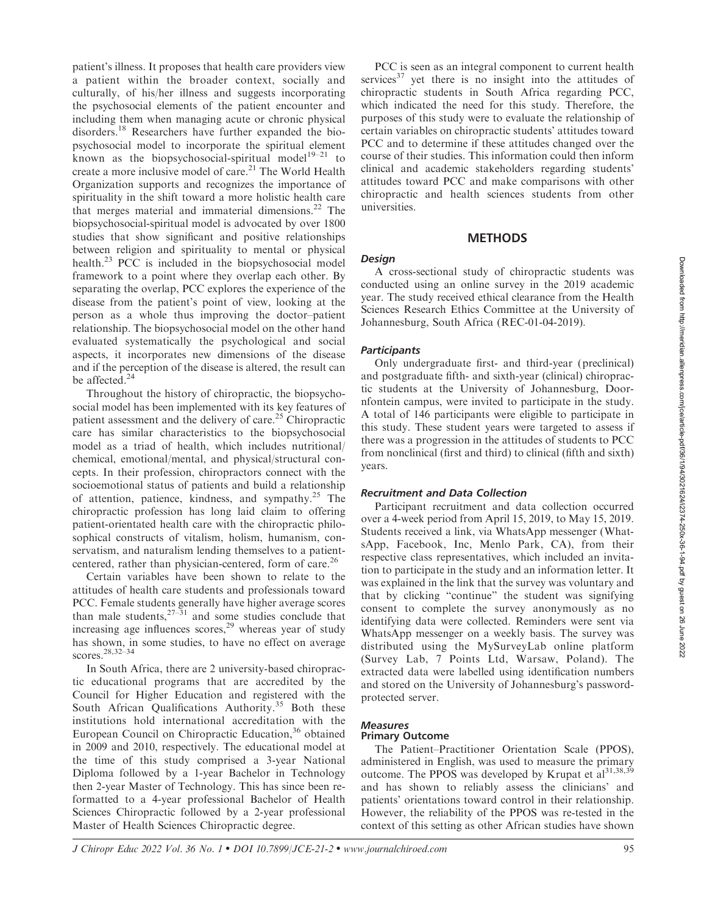patient's illness. It proposes that health care providers view a patient within the broader context, socially and culturally, of his/her illness and suggests incorporating the psychosocial elements of the patient encounter and including them when managing acute or chronic physical disorders.[18] Researchers have further expanded the biopsychosocial model to incorporate the spiritual element known as the biopsychosocial-spiritual model[19–21] to create a more inclusive model of care.[21] The World Health Organization supports and recognizes the importance of spirituality in the shift toward a more holistic health care that merges material and immaterial dimensions.[22] The biopsychosocial-spiritual model is advocated by over 1800 studies that show significant and positive relationships between religion and spirituality to mental or physical health.[23] PCC is included in the biopsychosocial model framework to a point where they overlap each other. By separating the overlap, PCC explores the experience of the disease from the patient's point of view, looking at the person as a whole thus improving the doctor–patient relationship. The biopsychosocial model on the other hand evaluated systematically the psychological and social aspects, it incorporates new dimensions of the disease and if the perception of the disease is altered, the result can be affected.[24]

Throughout the history of chiropractic, the biopsychosocial model has been implemented with its key features of patient assessment and the delivery of care.[25] Chiropractic care has similar characteristics to the biopsychosocial model as a triad of health, which includes nutritional/chemical, emotional/mental, and physical/structural concepts. In their profession, chiropractors connect with the socioemotional status of patients and build a relationship of attention, patience, kindness, and sympathy.[25] The chiropractic profession has long laid claim to offering patient-orientated health care with the chiropractic philosophical constructs of vitalism, holism, humanism, conservatism, and naturalism lending themselves to a patient-centered, rather than physician-centered, form of care.[26]

Certain variables have been shown to relate to the attitudes of health care students and professionals toward PCC. Female students generally have higher average scores than male students,[27–31] and some studies conclude that increasing age influences scores,[29] whereas year of study has shown, in some studies, to have no effect on average scores.[28,32–34]

In South Africa, there are 2 university-based chiropractic educational programs that are accredited by the Council for Higher Education and registered with the South African Qualifications Authority.[35] Both these institutions hold international accreditation with the European Council on Chiropractic Education,[36] obtained in 2009 and 2010, respectively. The educational model at the time of this study comprised a 3-year National Diploma followed by a 1-year Bachelor in Technology then 2-year Master of Technology. This has since been re-formatted to a 4-year professional Bachelor of Health Sciences Chiropractic followed by a 2-year professional Master of Health Sciences Chiropractic degree.

PCC is seen as an integral component to current health services[37] yet there is no insight into the attitudes of chiropractic students in South Africa regarding PCC, which indicated the need for this study. Therefore, the purposes of this study were to evaluate the relationship of certain variables on chiropractic students' attitudes toward PCC and to determine if these attitudes changed over the course of their studies. This information could then inform clinical and academic stakeholders regarding students' attitudes toward PCC and make comparisons with other chiropractic and health sciences students from other universities.

## METHODS

### *Design*

A cross-sectional study of chiropractic students was conducted using an online survey in the 2019 academic year. The study received ethical clearance from the Health Sciences Research Ethics Committee at the University of Johannesburg, South Africa (REC-01-04-2019).

### *Participants*

Only undergraduate first- and third-year (preclinical) and postgraduate fifth- and sixth-year (clinical) chiropractic students at the University of Johannesburg, Doornfontein campus, were invited to participate in the study. A total of 146 participants were eligible to participate in this study. These student years were targeted to assess if there was a progression in the attitudes of students to PCC from nonclinical (first and third) to clinical (fifth and sixth) years.

### *Recruitment and Data Collection*

Participant recruitment and data collection occurred over a 4-week period from April 15, 2019, to May 15, 2019. Students received a link, via WhatsApp messenger (WhatsApp, Facebook, Inc, Menlo Park, CA), from their respective class representatives, which included an invitation to participate in the study and an information letter. It was explained in the link that the survey was voluntary and that by clicking "continue" the student was signifying consent to complete the survey anonymously as no identifying data were collected. Reminders were sent via WhatsApp messenger on a weekly basis. The survey was distributed using the MySurveyLab online platform (Survey Lab, 7 Points Ltd, Warsaw, Poland). The extracted data were labelled using identification numbers and stored on the University of Johannesburg's password-protected server.

### *Measures*

#### Primary Outcome

The Patient–Practitioner Orientation Scale (PPOS), administered in English, was used to measure the primary outcome. The PPOS was developed by Krupat et al[31,38,39] and has shown to reliably assess the clinicians' and patients' orientations toward control in their relationship. However, the reliability of the PPOS was re-tested in the context of this setting as other African studies have shown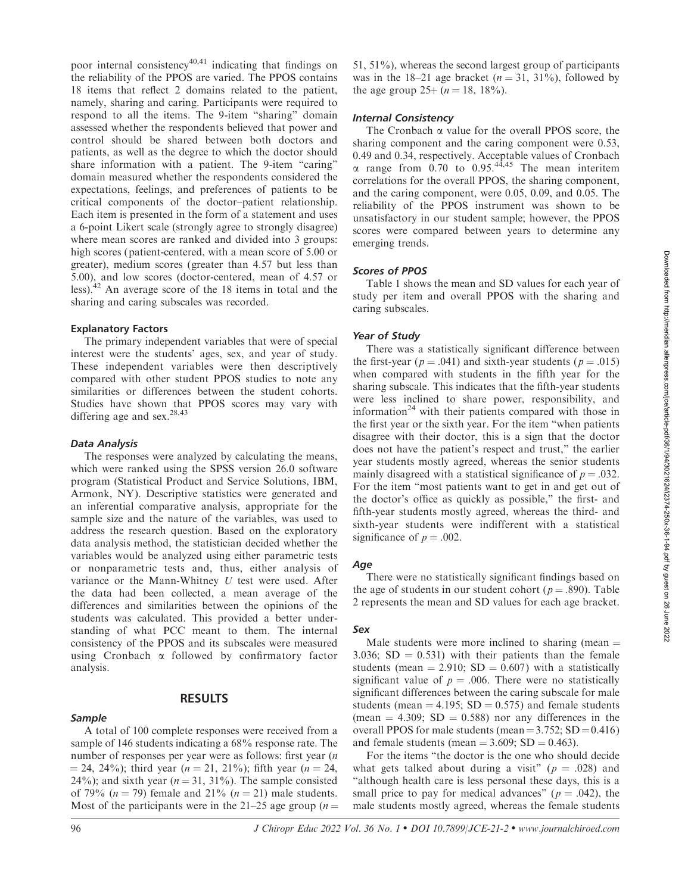poor internal consistency[40,41] indicating that findings on the reliability of the PPOS are varied. The PPOS contains 18 items that reflect 2 domains related to the patient, namely, sharing and caring. Participants were required to respond to all the items. The 9-item "sharing" domain assessed whether the respondents believed that power and control should be shared between both doctors and patients, as well as the degree to which the doctor should share information with a patient. The 9-item "caring" domain measured whether the respondents considered the expectations, feelings, and preferences of patients to be critical components of the doctor–patient relationship. Each item is presented in the form of a statement and uses a 6-point Likert scale (strongly agree to strongly disagree) where mean scores are ranked and divided into 3 groups: high scores (patient-centered, with a mean score of 5.00 or greater), medium scores (greater than 4.57 but less than 5.00), and low scores (doctor-centered, mean of 4.57 or less).[42] An average score of the 18 items in total and the sharing and caring subscales was recorded.

### Explanatory Factors

The primary independent variables that were of special interest were the students' ages, sex, and year of study. These independent variables were then descriptively compared with other student PPOS studies to note any similarities or differences between the student cohorts. Studies have shown that PPOS scores may vary with differing age and sex.[28,43]

### *Data Analysis*

The responses were analyzed by calculating the means, which were ranked using the SPSS version 26.0 software program (Statistical Product and Service Solutions, IBM, Armonk, NY). Descriptive statistics were generated and an inferential comparative analysis, appropriate for the sample size and the nature of the variables, was used to address the research question. Based on the exploratory data analysis method, the statistician decided whether the variables would be analyzed using either parametric tests or nonparametric tests and, thus, either analysis of variance or the Mann-Whitney $U$ test were used. After the data had been collected, a mean average of the differences and similarities between the opinions of the students was calculated. This provided a better understanding of what PCC meant to them. The internal consistency of the PPOS and its subscales were measured using Cronbach $\alpha$ followed by confirmatory factor analysis.

## RESULTS

### *Sample*

A total of 100 complete responses were received from a sample of 146 students indicating a 68% response rate. The number of responses per year were as follows: first year ($n = 24$, 24%); third year ($n = 21$, 21%); fifth year ($n = 24$, 24%); and sixth year ($n = 31$, 31%). The sample consisted of 79% ($n = 79$) female and 21% ($n = 21$) male students. Most of the participants were in the 21–25 age group ($n = 51$, 51%), whereas the second largest group of participants was in the 18–21 age bracket ($n = 31$, 31%), followed by the age group 25+ ($n = 18$, 18%).

### *Internal Consistency*

The Cronbach $\alpha$ value for the overall PPOS score, the sharing component and the caring component were 0.53, 0.49 and 0.34, respectively. Acceptable values of Cronbach $\alpha$ range from 0.70 to 0.95.[44,45] The mean interitem correlations for the overall PPOS, the sharing component, and the caring component, were 0.05, 0.09, and 0.05. The reliability of the PPOS instrument was shown to be unsatisfactory in our student sample; however, the PPOS scores were compared between years to determine any emerging trends.

### *Scores of PPOS*

Table 1 shows the mean and SD values for each year of study per item and overall PPOS with the sharing and caring subscales.

### *Year of Study*

There was a statistically significant difference between the first-year ($p = .041$) and sixth-year students ($p = .015$) when compared with students in the fifth year for the sharing subscale. This indicates that the fifth-year students were less inclined to share power, responsibility, and information[24] with their patients compared with those in the first year or the sixth year. For the item "when patients disagree with their doctor, this is a sign that the doctor does not have the patient's respect and trust," the earlier year students mostly agreed, whereas the senior students mainly disagreed with a statistical significance of $p = .032$. For the item "most patients want to get in and get out of the doctor's office as quickly as possible," the first- and fifth-year students mostly agreed, whereas the third- and sixth-year students were indifferent with a statistical significance of $p = .002$.

### *Age*

There were no statistically significant findings based on the age of students in our student cohort ($p = .890$). Table 2 represents the mean and SD values for each age bracket.

### *Sex*

Male students were more inclined to sharing (mean = 3.036; SD = 0.531) with their patients than the female students (mean = 2.910; SD = 0.607) with a statistically significant value of $p = .006$. There were no statistically significant differences between the caring subscale for male students (mean = 4.195; SD = 0.575) and female students (mean = 4.309; SD = 0.588) nor any differences in the overall PPOS for male students (mean = 3.752; SD = 0.416) and female students (mean = 3.609; SD = 0.463).

For the items "the doctor is the one who should decide what gets talked about during a visit" ($p = .028$) and "although health care is less personal these days, this is a small price to pay for medical advances" ($p = .042$), the male students mostly agreed, whereas the female students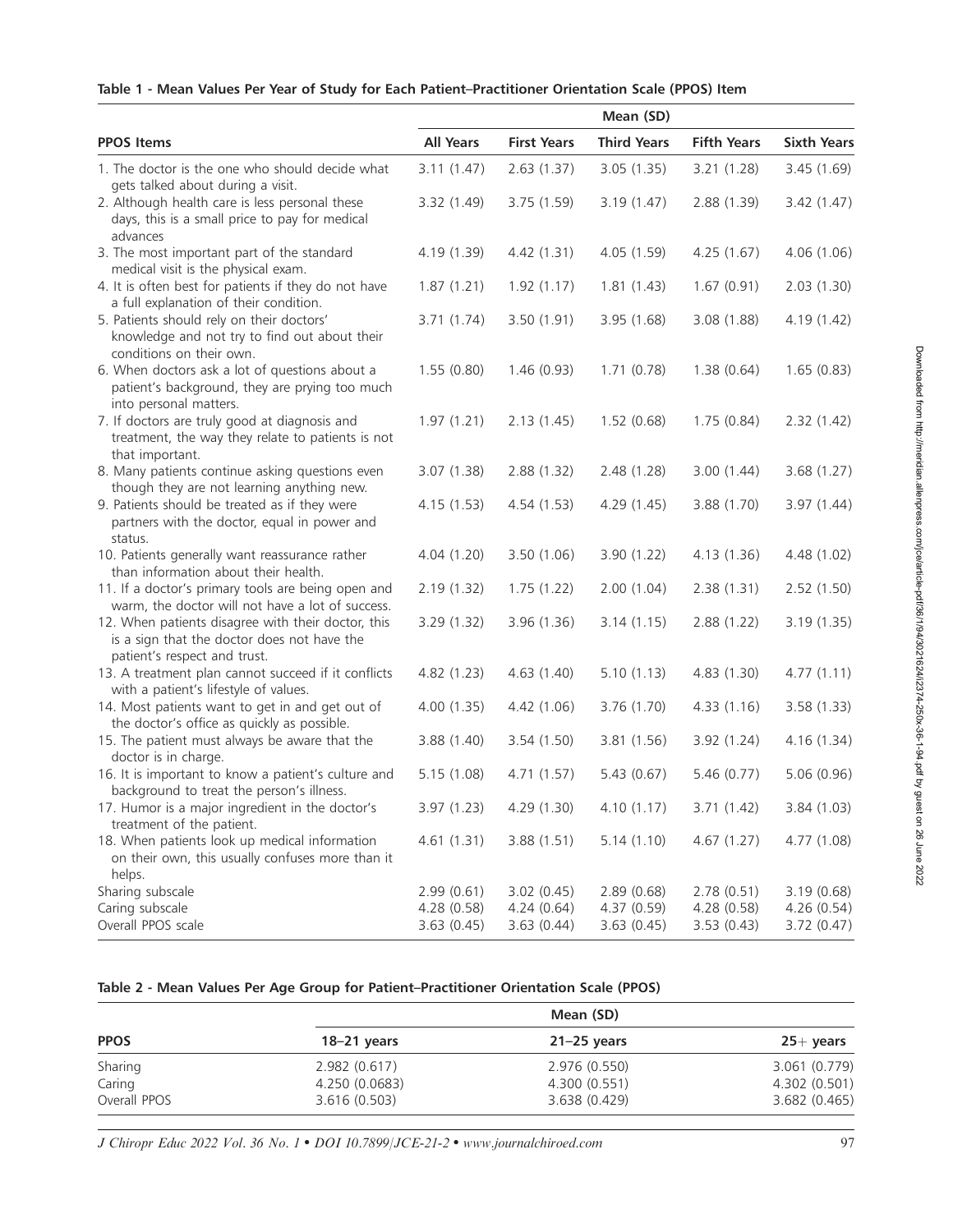**Table 1 - Mean Values Per Year of Study for Each Patient–Practitioner Orientation Scale (PPOS) Item**

| PPOS Items | Mean (SD) | | | | |
|---|---|---|---|---|---|
| | All Years | First Years | Third Years | Fifth Years | Sixth Years |
| 1. The doctor is the one who should decide what gets talked about during a visit. | 3.11 (1.47) | 2.63 (1.37) | 3.05 (1.35) | 3.21 (1.28) | 3.45 (1.69) |
| 2. Although health care is less personal these days, this is a small price to pay for medical advances | 3.32 (1.49) | 3.75 (1.59) | 3.19 (1.47) | 2.88 (1.39) | 3.42 (1.47) |
| 3. The most important part of the standard medical visit is the physical exam. | 4.19 (1.39) | 4.42 (1.31) | 4.05 (1.59) | 4.25 (1.67) | 4.06 (1.06) |
| 4. It is often best for patients if they do not have a full explanation of their condition. | 1.87 (1.21) | 1.92 (1.17) | 1.81 (1.43) | 1.67 (0.91) | 2.03 (1.30) |
| 5. Patients should rely on their doctors' knowledge and not try to find out about their conditions on their own. | 3.71 (1.74) | 3.50 (1.91) | 3.95 (1.68) | 3.08 (1.88) | 4.19 (1.42) |
| 6. When doctors ask a lot of questions about a patient's background, they are prying too much into personal matters. | 1.55 (0.80) | 1.46 (0.93) | 1.71 (0.78) | 1.38 (0.64) | 1.65 (0.83) |
| 7. If doctors are truly good at diagnosis and treatment, the way they relate to patients is not that important. | 1.97 (1.21) | 2.13 (1.45) | 1.52 (0.68) | 1.75 (0.84) | 2.32 (1.42) |
| 8. Many patients continue asking questions even though they are not learning anything new. | 3.07 (1.38) | 2.88 (1.32) | 2.48 (1.28) | 3.00 (1.44) | 3.68 (1.27) |
| 9. Patients should be treated as if they were partners with the doctor, equal in power and status. | 4.15 (1.53) | 4.54 (1.53) | 4.29 (1.45) | 3.88 (1.70) | 3.97 (1.44) |
| 10. Patients generally want reassurance rather than information about their health. | 4.04 (1.20) | 3.50 (1.06) | 3.90 (1.22) | 4.13 (1.36) | 4.48 (1.02) |
| 11. If a doctor's primary tools are being open and warm, the doctor will not have a lot of success. | 2.19 (1.32) | 1.75 (1.22) | 2.00 (1.04) | 2.38 (1.31) | 2.52 (1.50) |
| 12. When patients disagree with their doctor, this is a sign that the doctor does not have the patient's respect and trust. | 3.29 (1.32) | 3.96 (1.36) | 3.14 (1.15) | 2.88 (1.22) | 3.19 (1.35) |
| 13. A treatment plan cannot succeed if it conflicts with a patient's lifestyle of values. | 4.82 (1.23) | 4.63 (1.40) | 5.10 (1.13) | 4.83 (1.30) | 4.77 (1.11) |
| 14. Most patients want to get in and get out of the doctor's office as quickly as possible. | 4.00 (1.35) | 4.42 (1.06) | 3.76 (1.70) | 4.33 (1.16) | 3.58 (1.33) |
| 15. The patient must always be aware that the doctor is in charge. | 3.88 (1.40) | 3.54 (1.50) | 3.81 (1.56) | 3.92 (1.24) | 4.16 (1.34) |
| 16. It is important to know a patient's culture and background to treat the person's illness. | 5.15 (1.08) | 4.71 (1.57) | 5.43 (0.67) | 5.46 (0.77) | 5.06 (0.96) |
| 17. Humor is a major ingredient in the doctor's treatment of the patient. | 3.97 (1.23) | 4.29 (1.30) | 4.10 (1.17) | 3.71 (1.42) | 3.84 (1.03) |
| 18. When patients look up medical information on their own, this usually confuses more than it helps. | 4.61 (1.31) | 3.88 (1.51) | 5.14 (1.10) | 4.67 (1.27) | 4.77 (1.08) |
| Sharing subscale | 2.99 (0.61) | 3.02 (0.45) | 2.89 (0.68) | 2.78 (0.51) | 3.19 (0.68) |
| Caring subscale | 4.28 (0.58) | 4.24 (0.64) | 4.37 (0.59) | 4.28 (0.58) | 4.26 (0.54) |
| Overall PPOS scale | 3.63 (0.45) | 3.63 (0.44) | 3.63 (0.45) | 3.53 (0.43) | 3.72 (0.47) |

**Table 2 - Mean Values Per Age Group for Patient–Practitioner Orientation Scale (PPOS)**

| PPOS | Mean (SD) | | |
|---|---|---|---|
| | 18–21 years | 21–25 years | 25+ years |
| Sharing | 2.982 (0.617) | 2.976 (0.550) | 3.061 (0.779) |
| Caring | 4.250 (0.0683) | 4.300 (0.551) | 4.302 (0.501) |
| Overall PPOS | 3.616 (0.503) | 3.638 (0.429) | 3.682 (0.465) |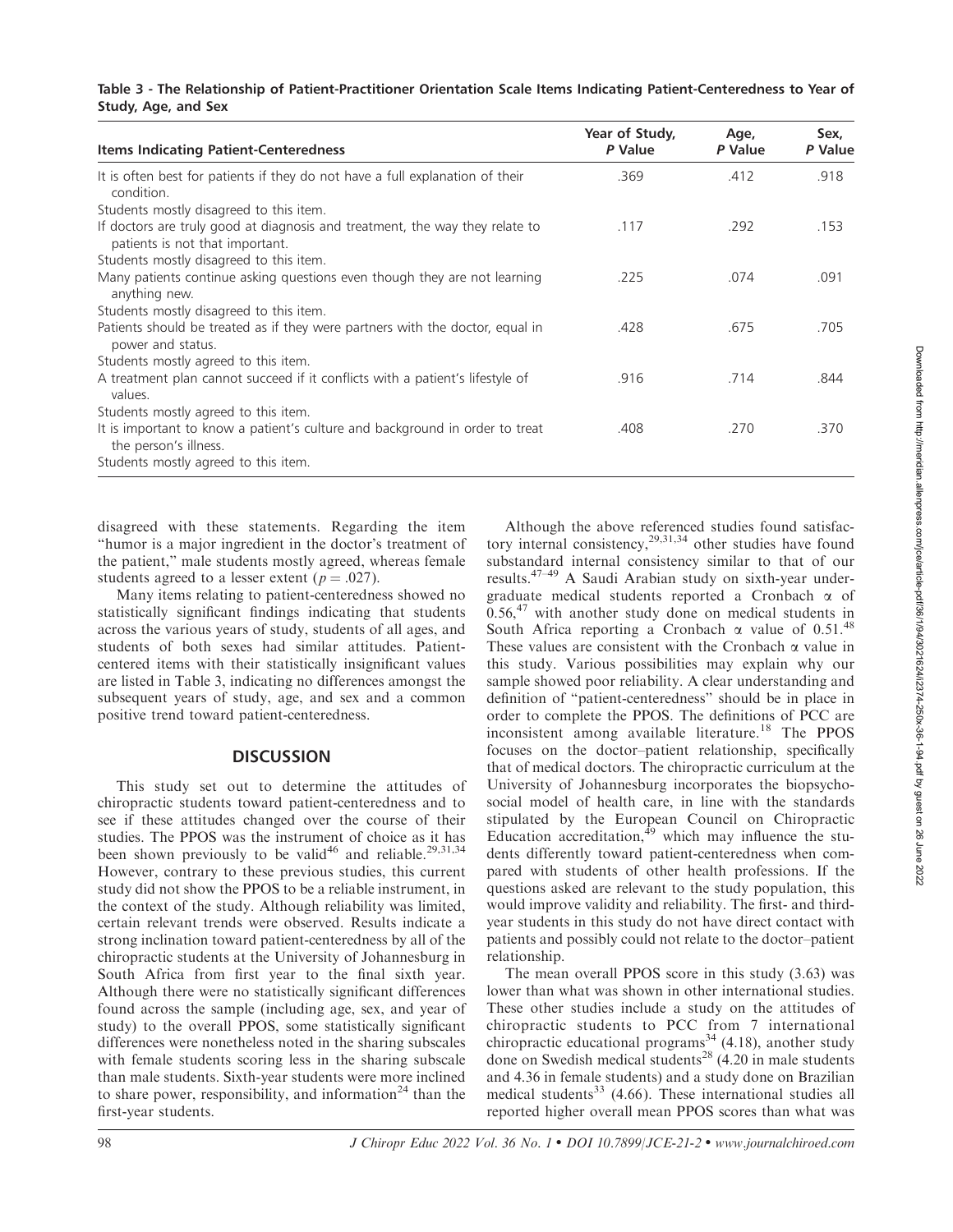**Table 3 - The Relationship of Patient-Practitioner Orientation Scale Items Indicating Patient-Centeredness to Year of Study, Age, and Sex**

| Items Indicating Patient-Centeredness | Year of Study, P Value | Age, P Value | Sex, P Value |
|---|---|---|---|
| It is often best for patients if they do not have a full explanation of their condition. Students mostly disagreed to this item. | .369 | .412 | .918 |
| If doctors are truly good at diagnosis and treatment, the way they relate to patients is not that important. Students mostly disagreed to this item. | .117 | .292 | .153 |
| Many patients continue asking questions even though they are not learning anything new. Students mostly disagreed to this item. | .225 | .074 | .091 |
| Patients should be treated as if they were partners with the doctor, equal in power and status. Students mostly agreed to this item. | .428 | .675 | .705 |
| A treatment plan cannot succeed if it conflicts with a patient's lifestyle of values. Students mostly agreed to this item. | .916 | .714 | .844 |
| It is important to know a patient's culture and background in order to treat the person's illness. Students mostly agreed to this item. | .408 | .270 | .370 |

disagreed with these statements. Regarding the item "humor is a major ingredient in the doctor's treatment of the patient," male students mostly agreed, whereas female students agreed to a lesser extent ($p = .027$).

Many items relating to patient-centeredness showed no statistically significant findings indicating that students across the various years of study, students of all ages, and students of both sexes had similar attitudes. Patient-centered items with their statistically insignificant values are listed in Table 3, indicating no differences amongst the subsequent years of study, age, and sex and a common positive trend toward patient-centeredness.

## DISCUSSION

This study set out to determine the attitudes of chiropractic students toward patient-centeredness and to see if these attitudes changed over the course of their studies. The PPOS was the instrument of choice as it has been shown previously to be valid[46] and reliable.[29,31,34] However, contrary to these previous studies, this current study did not show the PPOS to be a reliable instrument, in the context of the study. Although reliability was limited, certain relevant trends were observed. Results indicate a strong inclination toward patient-centeredness by all of the chiropractic students at the University of Johannesburg in South Africa from first year to the final sixth year. Although there were no statistically significant differences found across the sample (including age, sex, and year of study) to the overall PPOS, some statistically significant differences were nonetheless noted in the sharing subscales with female students scoring less in the sharing subscale than male students. Sixth-year students were more inclined to share power, responsibility, and information[24] than the first-year students.

Although the above referenced studies found satisfactory internal consistency,[29,31,34] other studies have found substandard internal consistency similar to that of our results.[47–49] A Saudi Arabian study on sixth-year undergraduate medical students reported a Cronbach $\alpha$ of 0.56,[47] with another study done on medical students in South Africa reporting a Cronbach $\alpha$ value of 0.51.[48] These values are consistent with the Cronbach $\alpha$ value in this study. Various possibilities may explain why our sample showed poor reliability. A clear understanding and definition of "patient-centeredness" should be in place in order to complete the PPOS. The definitions of PCC are inconsistent among available literature.[18] The PPOS focuses on the doctor–patient relationship, specifically that of medical doctors. The chiropractic curriculum at the University of Johannesburg incorporates the biopsychosocial model of health care, in line with the standards stipulated by the European Council on Chiropractic Education accreditation,[49] which may influence the students differently toward patient-centeredness when compared with students of other health professions. If the questions asked are relevant to the study population, this would improve validity and reliability. The first- and third-year students in this study do not have direct contact with patients and possibly could not relate to the doctor–patient relationship.

The mean overall PPOS score in this study (3.63) was lower than what was shown in other international studies. These other studies include a study on the attitudes of chiropractic students to PCC from 7 international chiropractic educational programs[34] (4.18), another study done on Swedish medical students[28] (4.20 in male students and 4.36 in female students) and a study done on Brazilian medical students[33] (4.66). These international studies all reported higher overall mean PPOS scores than what was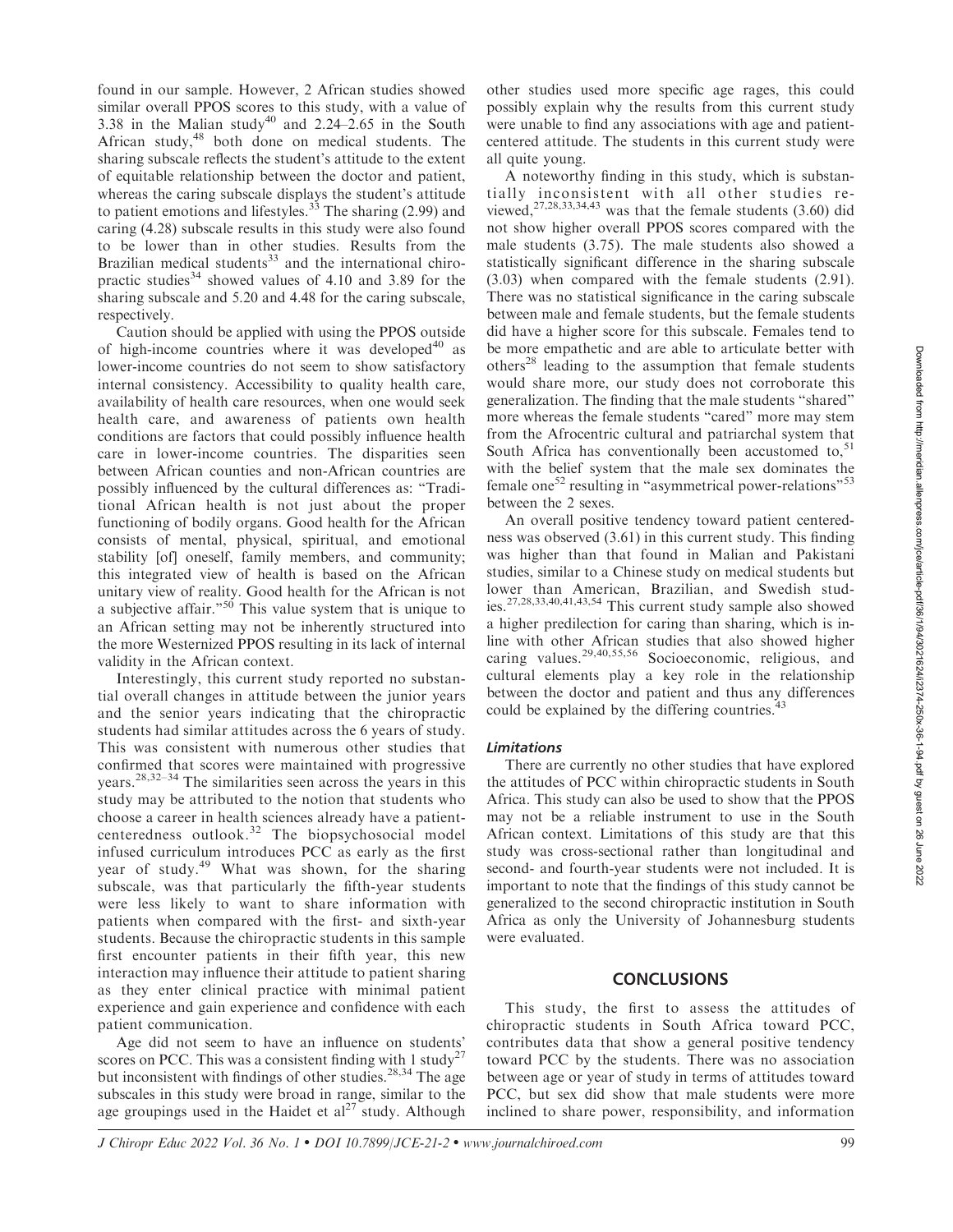found in our sample. However, 2 African studies showed similar overall PPOS scores to this study, with a value of 3.38 in the Malian study[40] and 2.24–2.65 in the South African study,[48] both done on medical students. The sharing subscale reflects the student's attitude to the extent of equitable relationship between the doctor and patient, whereas the caring subscale displays the student's attitude to patient emotions and lifestyles.[33] The sharing (2.99) and caring (4.28) subscale results in this study were also found to be lower than in other studies. Results from the Brazilian medical students[33] and the international chiropractic studies[34] showed values of 4.10 and 3.89 for the sharing subscale and 5.20 and 4.48 for the caring subscale, respectively.

Caution should be applied with using the PPOS outside of high-income countries where it was developed[40] as lower-income countries do not seem to show satisfactory internal consistency. Accessibility to quality health care, availability of health care resources, when one would seek health care, and awareness of patients own health conditions are factors that could possibly influence health care in lower-income countries. The disparities seen between African counties and non-African countries are possibly influenced by the cultural differences as: "Traditional African health is not just about the proper functioning of bodily organs. Good health for the African consists of mental, physical, spiritual, and emotional stability [of] oneself, family members, and community; this integrated view of health is based on the African unitary view of reality. Good health for the African is not a subjective affair."[50] This value system that is unique to an African setting may not be inherently structured into the more Westernized PPOS resulting in its lack of internal validity in the African context.

Interestingly, this current study reported no substantial overall changes in attitude between the junior years and the senior years indicating that the chiropractic students had similar attitudes across the 6 years of study. This was consistent with numerous other studies that confirmed that scores were maintained with progressive years.[28,32–34] The similarities seen across the years in this study may be attributed to the notion that students who choose a career in health sciences already have a patient-centeredness outlook.[32] The biopsychosocial model infused curriculum introduces PCC as early as the first year of study.[49] What was shown, for the sharing subscale, was that particularly the fifth-year students were less likely to want to share information with patients when compared with the first- and sixth-year students. Because the chiropractic students in this sample first encounter patients in their fifth year, this new interaction may influence their attitude to patient sharing as they enter clinical practice with minimal patient experience and gain experience and confidence with each patient communication.

Age did not seem to have an influence on students' scores on PCC. This was a consistent finding with 1 study[27] but inconsistent with findings of other studies.[28,34] The age subscales in this study were broad in range, similar to the age groupings used in the Haidet et al[27] study. Although other studies used more specific age rages, this could possibly explain why the results from this current study were unable to find any associations with age and patient-centered attitude. The students in this current study were all quite young.

A noteworthy finding in this study, which is substantially inconsistent with all other studies reviewed,[27,28,33,34,43] was that the female students (3.60) did not show higher overall PPOS scores compared with the male students (3.75). The male students also showed a statistically significant difference in the sharing subscale (3.03) when compared with the female students (2.91). There was no statistical significance in the caring subscale between male and female students, but the female students did have a higher score for this subscale. Females tend to be more empathetic and are able to articulate better with others[28] leading to the assumption that female students would share more, our study does not corroborate this generalization. The finding that the male students "shared" more whereas the female students "cared" more may stem from the Afrocentric cultural and patriarchal system that South Africa has conventionally been accustomed to,[51] with the belief system that the male sex dominates the female one[52] resulting in "asymmetrical power-relations"[53] between the 2 sexes.

An overall positive tendency toward patient centeredness was observed (3.61) in this current study. This finding was higher than that found in Malian and Pakistani studies, similar to a Chinese study on medical students but lower than American, Brazilian, and Swedish studies.[27,28,33,40,41,43,54] This current study sample also showed a higher predilection for caring than sharing, which is inline with other African studies that also showed higher caring values.[29,40,55,56] Socioeconomic, religious, and cultural elements play a key role in the relationship between the doctor and patient and thus any differences could be explained by the differing countries.[43]

### *Limitations*

There are currently no other studies that have explored the attitudes of PCC within chiropractic students in South Africa. This study can also be used to show that the PPOS may not be a reliable instrument to use in the South African context. Limitations of this study are that this study was cross-sectional rather than longitudinal and second- and fourth-year students were not included. It is important to note that the findings of this study cannot be generalized to the second chiropractic institution in South Africa as only the University of Johannesburg students were evaluated.

## CONCLUSIONS

This study, the first to assess the attitudes of chiropractic students in South Africa toward PCC, contributes data that show a general positive tendency toward PCC by the students. There was no association between age or year of study in terms of attitudes toward PCC, but sex did show that male students were more inclined to share power, responsibility, and information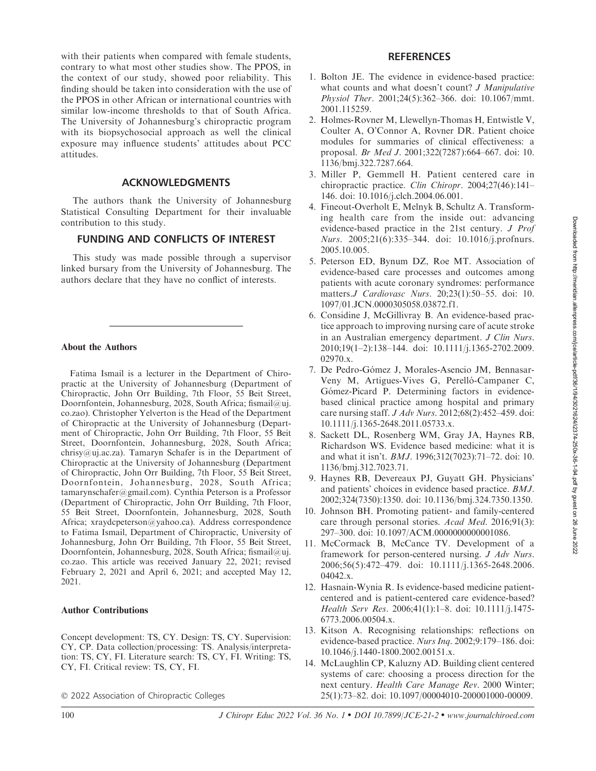with their patients when compared with female students, contrary to what most other studies show. The PPOS, in the context of our study, showed poor reliability. This finding should be taken into consideration with the use of the PPOS in other African or international countries with similar low-income thresholds to that of South Africa. The University of Johannesburg's chiropractic program with its biopsychosocial approach as well the clinical exposure may influence students' attitudes about PCC attitudes.

## ACKNOWLEDGMENTS

The authors thank the University of Johannesburg Statistical Consulting Department for their invaluable contribution to this study.

## FUNDING AND CONFLICTS OF INTEREST

This study was made possible through a supervisor linked bursary from the University of Johannesburg. The authors declare that they have no conflict of interests.

---

**About the Authors**

Fatima Ismail is a lecturer in the Department of Chiropractic at the University of Johannesburg (Department of Chiropractic, John Orr Building, 7th Floor, 55 Beit Street, Doornfontein, Johannesburg, 2028, South Africa; fismail@uj.co.zao). Christopher Yelverton is the Head of the Department of Chiropractic at the University of Johannesburg (Department of Chiropractic, John Orr Building, 7th Floor, 55 Beit Street, Doornfontein, Johannesburg, 2028, South Africa; chrisy@uj.ac.za). Tamaryn Schafer is in the Department of Chiropractic at the University of Johannesburg (Department of Chiropractic, John Orr Building, 7th Floor, 55 Beit Street, Doornfontein, Johannesburg, 2028, South Africa; tamarynschafer@gmail.com). Cynthia Peterson is a Professor (Department of Chiropractic, John Orr Building, 7th Floor, 55 Beit Street, Doornfontein, Johannesburg, 2028, South Africa; xraydcpeterson@yahoo.ca). Address correspondence to Fatima Ismail, Department of Chiropractic, University of Johannesburg, John Orr Building, 7th Floor, 55 Beit Street, Doornfontein, Johannesburg, 2028, South Africa; fismail@uj.co.zao. This article was received January 22, 2021; revised February 2, 2021 and April 6, 2021; and accepted May 12, 2021.

**Author Contributions**

Concept development: TS, CY. Design: TS, CY. Supervision: CY, CP. Data collection/processing: TS. Analysis/interpretation: TS, CY, FI. Literature search: TS, CY, FI. Writing: TS, CY, FI. Critical review: TS, CY, FI.

© 2022 Association of Chiropractic Colleges

## REFERENCES

1. Bolton JE. The evidence in evidence-based practice: what counts and what doesn't count? *J Manipulative Physiol Ther*. 2001;24(5):362–366. doi: 10.1067/mmt.2001.115259.
2. Holmes-Rovner M, Llewellyn-Thomas H, Entwistle V, Coulter A, O'Connor A, Rovner DR. Patient choice modules for summaries of clinical effectiveness: a proposal. *Br Med J*. 2001;322(7287):664–667. doi: 10.1136/bmj.322.7287.664.
3. Miller P, Gemmell H. Patient centered care in chiropractic practice. *Clin Chiropr*. 2004;27(46):141–146. doi: 10.1016/j.clch.2004.06.001.
4. Fineout-Overholt E, Melnyk B, Schultz A. Transforming health care from the inside out: advancing evidence-based practice in the 21st century. *J Prof Nurs*. 2005;21(6):335–344. doi: 10.1016/j.profnurs.2005.10.005.
5. Peterson ED, Bynum DZ, Roe MT. Association of evidence-based care processes and outcomes among patients with acute coronary syndromes: performance matters.*J Cardiovasc Nurs*. 20;23(1):50–55. doi: 10.1097/01.JCN.0000305058.03872.f1.
6. Considine J, McGillivray B. An evidence-based practice approach to improving nursing care of acute stroke in an Australian emergency department. *J Clin Nurs*. 2010;19(1–2):138–144. doi: 10.1111/j.1365-2702.2009.02970.x.
7. De Pedro-Gómez J, Morales-Asencio JM, Bennasar-Veny M, Artigues-Vives G, Perelló-Campaner C, Gómez-Picard P. Determining factors in evidence-based clinical practice among hospital and primary care nursing staff. *J Adv Nurs*. 2012;68(2):452–459. doi: 10.1111/j.1365-2648.2011.05733.x.
8. Sackett DL, Rosenberg WM, Gray JA, Haynes RB, Richardson WS. Evidence based medicine: what it is and what it isn't. *BMJ*. 1996;312(7023):71–72. doi: 10.1136/bmj.312.7023.71.
9. Haynes RB, Devereaux PJ, Guyatt GH. Physicians' and patients' choices in evidence based practice. *BMJ*. 2002;324(7350):1350. doi: 10.1136/bmj.324.7350.1350.
10. Johnson BH. Promoting patient- and family-centered care through personal stories. *Acad Med*. 2016;91(3):297–300. doi: 10.1097/ACM.0000000000001086.
11. McCormack B, McCance TV. Development of a framework for person-centered nursing. *J Adv Nurs*. 2006;56(5):472–479. doi: 10.1111/j.1365-2648.2006.04042.x.
12. Hasnain-Wynia R. Is evidence-based medicine patient-centered and is patient-centered care evidence-based? *Health Serv Res*. 2006;41(1):1–8. doi: 10.1111/j.1475-6773.2006.00504.x.
13. Kitson A. Recognising relationships: reflections on evidence-based practice. *Nurs Inq*. 2002;9:179–186. doi: 10.1046/j.1440-1800.2002.00151.x.
14. McLaughlin CP, Kaluzny AD. Building client centered systems of care: choosing a process direction for the next century. *Health Care Manage Rev*. 2000 Winter; 25(1):73–82. doi: 10.1097/00004010-200001000-00009.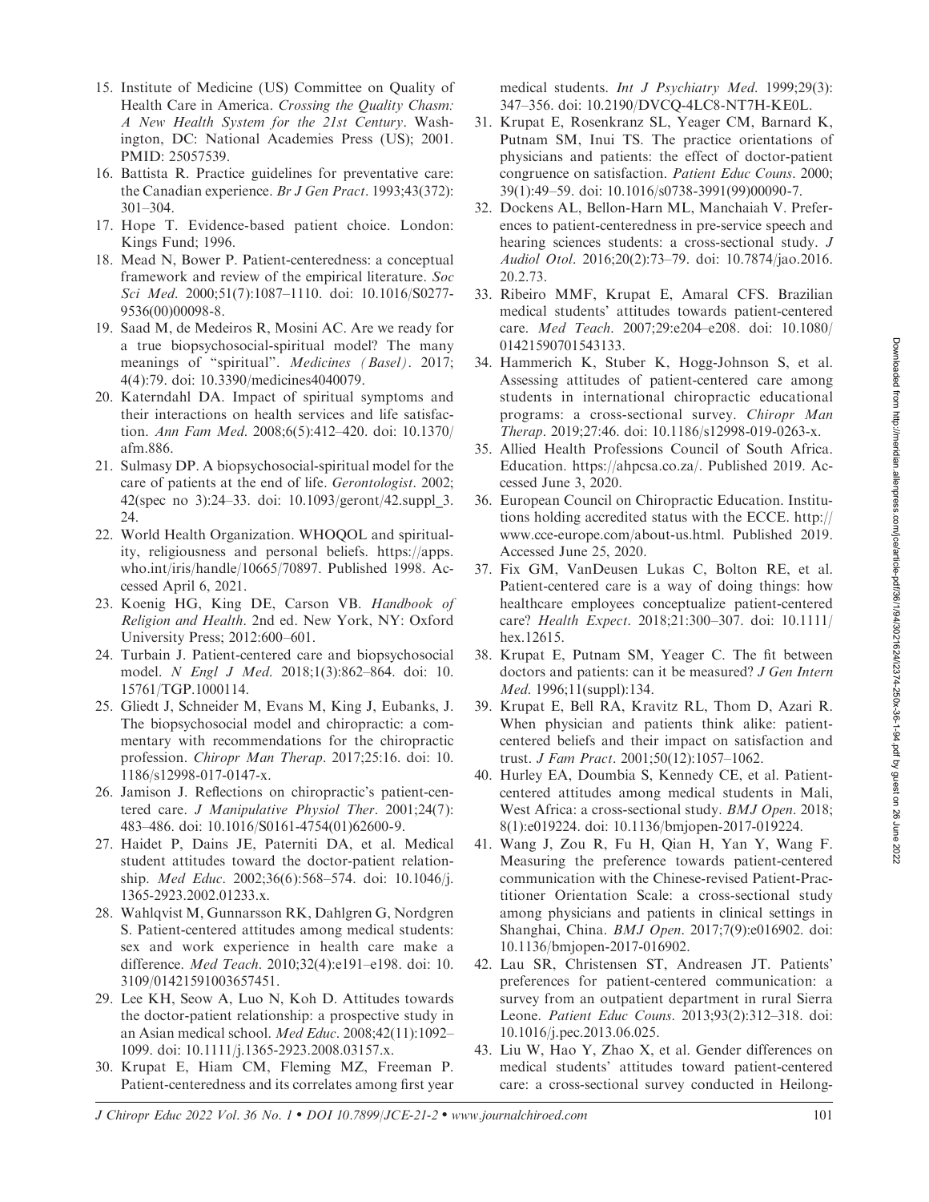15. Institute of Medicine (US) Committee on Quality of Health Care in America. *Crossing the Quality Chasm: A New Health System for the 21st Century*. Washington, DC: National Academies Press (US); 2001. PMID: 25057539.
16. Battista R. Practice guidelines for preventative care: the Canadian experience. *Br J Gen Pract*. 1993;43(372): 301–304.
17. Hope T. Evidence-based patient choice. London: Kings Fund; 1996.
18. Mead N, Bower P. Patient-centeredness: a conceptual framework and review of the empirical literature. *Soc Sci Med*. 2000;51(7):1087–1110. doi: 10.1016/S0277-9536(00)00098-8.
19. Saad M, de Medeiros R, Mosini AC. Are we ready for a true biopsychosocial-spiritual model? The many meanings of "spiritual". *Medicines (Basel)*. 2017; 4(4):79. doi: 10.3390/medicines4040079.
20. Katerndahl DA. Impact of spiritual symptoms and their interactions on health services and life satisfaction. *Ann Fam Med*. 2008;6(5):412–420. doi: 10.1370/afm.886.
21. Sulmasy DP. A biopsychosocial-spiritual model for the care of patients at the end of life. *Gerontologist*. 2002; 42(spec no 3):24–33. doi: 10.1093/geront/42.suppl_3.24.
22. World Health Organization. WHOQOL and spirituality, religiousness and personal beliefs. https://apps.who.int/iris/handle/10665/70897. Published 1998. Accessed April 6, 2021.
23. Koenig HG, King DE, Carson VB. *Handbook of Religion and Health*. 2nd ed. New York, NY: Oxford University Press; 2012:600–601.
24. Turbain J. Patient-centered care and biopsychosocial model. *N Engl J Med*. 2018;1(3):862–864. doi: 10.15761/TGP.1000114.
25. Gliedt J, Schneider M, Evans M, King J, Eubanks, J. The biopsychosocial model and chiropractic: a commentary with recommendations for the chiropractic profession. *Chiropr Man Therap*. 2017;25:16. doi: 10.1186/s12998-017-0147-x.
26. Jamison J. Reflections on chiropractic's patient-centered care. *J Manipulative Physiol Ther*. 2001;24(7): 483–486. doi: 10.1016/S0161-4754(01)62600-9.
27. Haidet P, Dains JE, Paterniti DA, et al. Medical student attitudes toward the doctor-patient relationship. *Med Educ*. 2002;36(6):568–574. doi: 10.1046/j.1365-2923.2002.01233.x.
28. Wahlqvist M, Gunnarsson RK, Dahlgren G, Nordgren S. Patient-centered attitudes among medical students: sex and work experience in health care make a difference. *Med Teach*. 2010;32(4):e191–e198. doi: 10.3109/01421591003657451.
29. Lee KH, Seow A, Luo N, Koh D. Attitudes towards the doctor-patient relationship: a prospective study in an Asian medical school. *Med Educ*. 2008;42(11):1092–1099. doi: 10.1111/j.1365-2923.2008.03157.x.
30. Krupat E, Hiam CM, Fleming MZ, Freeman P. Patient-centeredness and its correlates among first year medical students. *Int J Psychiatry Med*. 1999;29(3): 347–356. doi: 10.2190/DVCQ-4LC8-NT7H-KE0L.
31. Krupat E, Rosenkranz SL, Yeager CM, Barnard K, Putnam SM, Inui TS. The practice orientations of physicians and patients: the effect of doctor-patient congruence on satisfaction. *Patient Educ Couns*. 2000; 39(1):49–59. doi: 10.1016/s0738-3991(99)00090-7.
32. Dockens AL, Bellon-Harn ML, Manchaiah V. Preferences to patient-centeredness in pre-service speech and hearing sciences students: a cross-sectional study. *J Audiol Otol*. 2016;20(2):73–79. doi: 10.7874/jao.2016.20.2.73.
33. Ribeiro MMF, Krupat E, Amaral CFS. Brazilian medical students' attitudes towards patient-centered care. *Med Teach*. 2007;29:e204–e208. doi: 10.1080/01421590701543133.
34. Hammerich K, Stuber K, Hogg-Johnson S, et al. Assessing attitudes of patient-centered care among students in international chiropractic educational programs: a cross-sectional survey. *Chiropr Man Therap*. 2019;27:46. doi: 10.1186/s12998-019-0263-x.
35. Allied Health Professions Council of South Africa. Education. https://ahpcsa.co.za/. Published 2019. Accessed June 3, 2020.
36. European Council on Chiropractic Education. Institutions holding accredited status with the ECCE. http://www.cce-europe.com/about-us.html. Published 2019. Accessed June 25, 2020.
37. Fix GM, VanDeusen Lukas C, Bolton RE, et al. Patient-centered care is a way of doing things: how healthcare employees conceptualize patient-centered care? *Health Expect*. 2018;21:300–307. doi: 10.1111/hex.12615.
38. Krupat E, Putnam SM, Yeager C. The fit between doctors and patients: can it be measured? *J Gen Intern Med*. 1996;11(suppl):134.
39. Krupat E, Bell RA, Kravitz RL, Thom D, Azari R. When physician and patients think alike: patient-centered beliefs and their impact on satisfaction and trust. *J Fam Pract*. 2001;50(12):1057–1062.
40. Hurley EA, Doumbia S, Kennedy CE, et al. Patient-centered attitudes among medical students in Mali, West Africa: a cross-sectional study. *BMJ Open*. 2018; 8(1):e019224. doi: 10.1136/bmjopen-2017-019224.
41. Wang J, Zou R, Fu H, Qian H, Yan Y, Wang F. Measuring the preference towards patient-centered communication with the Chinese-revised Patient-Practitioner Orientation Scale: a cross-sectional study among physicians and patients in clinical settings in Shanghai, China. *BMJ Open*. 2017;7(9):e016902. doi: 10.1136/bmjopen-2017-016902.
42. Lau SR, Christensen ST, Andreasen JT. Patients' preferences for patient-centered communication: a survey from an outpatient department in rural Sierra Leone. *Patient Educ Couns*. 2013;93(2):312–318. doi: 10.1016/j.pec.2013.06.025.
43. Liu W, Hao Y, Zhao X, et al. Gender differences on medical students' attitudes toward patient-centered care: a cross-sectional survey conducted in Heilong-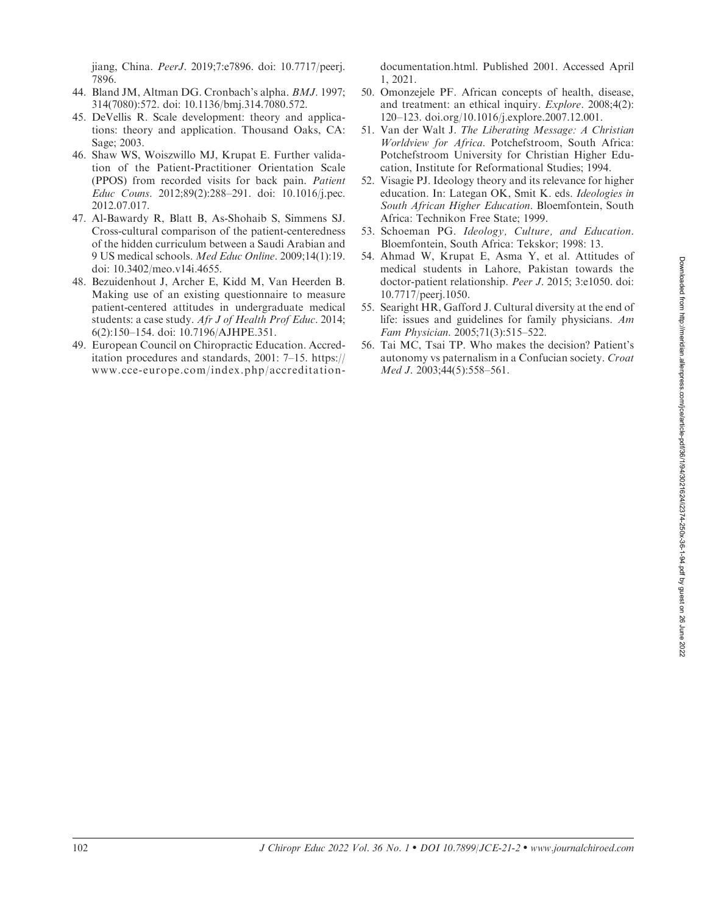jiang, China. *PeerJ*. 2019;7:e7896. doi: 10.7717/peerj.7896.

44. Bland JM, Altman DG. Cronbach's alpha. *BMJ*. 1997; 314(7080):572. doi: 10.1136/bmj.314.7080.572.
45. DeVellis R. Scale development: theory and applications: theory and application. Thousand Oaks, CA: Sage; 2003.
46. Shaw WS, Woiszwillo MJ, Krupat E. Further validation of the Patient-Practitioner Orientation Scale (PPOS) from recorded visits for back pain. *Patient Educ Couns*. 2012;89(2):288–291. doi: 10.1016/j.pec.2012.07.017.
47. Al-Bawardy R, Blatt B, As-Shohaib S, Simmens SJ. Cross-cultural comparison of the patient-centeredness of the hidden curriculum between a Saudi Arabian and 9 US medical schools. *Med Educ Online*. 2009;14(1):19. doi: 10.3402/meo.v14i.4655.
48. Bezuidenhout J, Archer E, Kidd M, Van Heerden B. Making use of an existing questionnaire to measure patient-centered attitudes in undergraduate medical students: a case study. *Afr J of Health Prof Educ*. 2014; 6(2):150–154. doi: 10.7196/AJHPE.351.
49. European Council on Chiropractic Education. Accreditation procedures and standards, 2001: 7–15. https://www.cce-europe.com/index.php/accreditation-documentation.html. Published 2001. Accessed April 1, 2021.
50. Omonzejele PF. African concepts of health, disease, and treatment: an ethical inquiry. *Explore*. 2008;4(2): 120–123. doi.org/10.1016/j.explore.2007.12.001.
51. Van der Walt J. *The Liberating Message: A Christian Worldview for Africa*. Potchefstroom, South Africa: Potchefstroom University for Christian Higher Education, Institute for Reformational Studies; 1994.
52. Visagie PJ. Ideology theory and its relevance for higher education. In: Lategan OK, Smit K. eds. *Ideologies in South African Higher Education*. Bloemfontein, South Africa: Technikon Free State; 1999.
53. Schoeman PG. *Ideology, Culture, and Education*. Bloemfontein, South Africa: Tekskor; 1998: 13.
54. Ahmad W, Krupat E, Asma Y, et al. Attitudes of medical students in Lahore, Pakistan towards the doctor-patient relationship. *Peer J*. 2015; 3:e1050. doi: 10.7717/peerj.1050.
55. Searight HR, Gafford J. Cultural diversity at the end of life: issues and guidelines for family physicians. *Am Fam Physician*. 2005;71(3):515–522.
56. Tai MC, Tsai TP. Who makes the decision? Patient's autonomy vs paternalism in a Confucian society. *Croat Med J*. 2003;44(5):558–561.